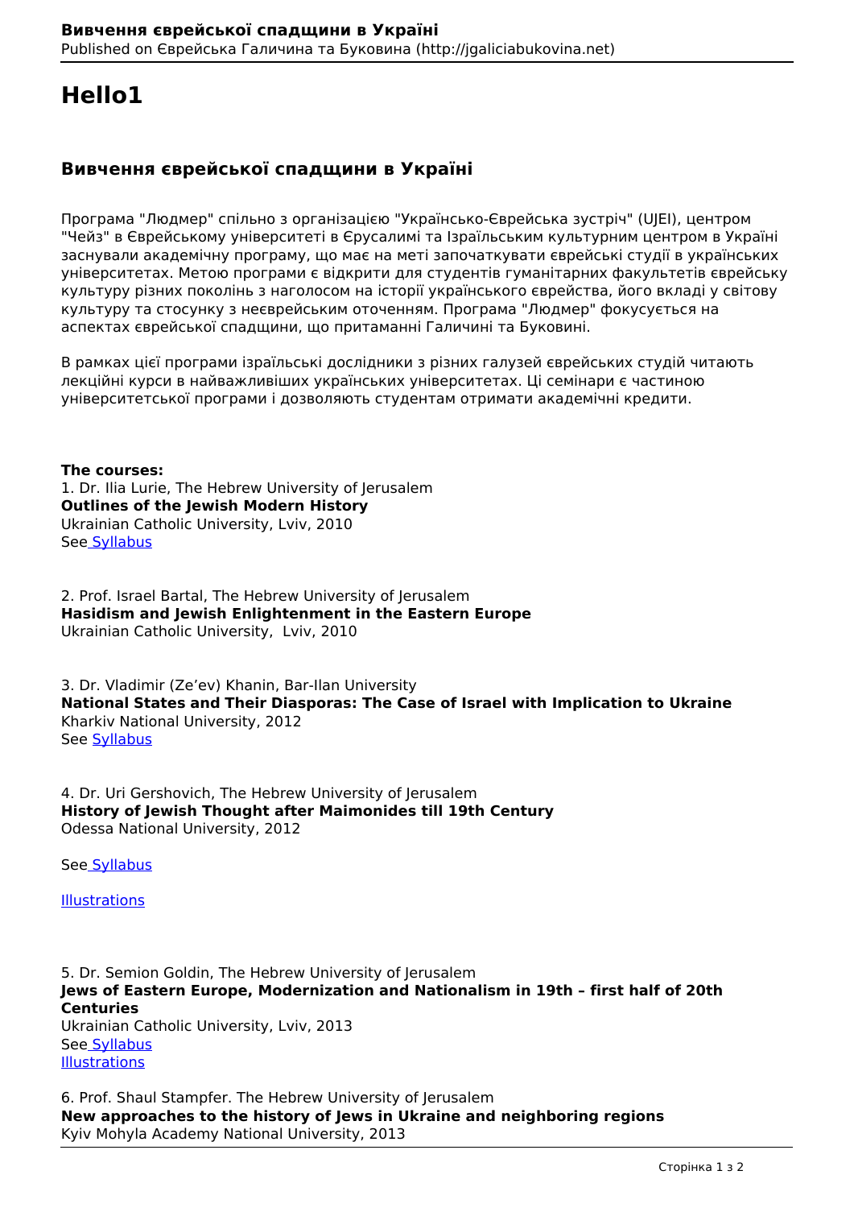# Hello1

## Вивчення єврейської спадщини в Україні

Програма "Людмер" спільно з організацією "Українсько-Єврейська зустріч" (UJEI), центром "Чейз" в Єврейському університеті в Єрусалимі та Ізраїльським культурним центром в Україні заснували академічну програму, що має на меті започаткувати єврейські студії в українських університетах. Метою програми є відкрити для студентів гуманітарних факультетів єврейську культуру різних поколінь з наголосом на історії українського єврейства, його вкладі у світову культуру та стосунку з неєврейським оточенням. Програма "Людмер" фокусується на аспектах єврейської спадщини, що притаманні Галичині та Буковині.

В рамках цієї програми ізраїльські дослідники з різних галузей єврейських студій читають лекційні курси в найважливіших українських університетах. Ці семінари є частиною університетської програми і дозволяють студентам отримати академічні кредити.

**The courses:**
1. Dr. Ilia Lurie, The Hebrew University of Jerusalem
**Outlines of the Jewish Modern History**
Ukrainian Catholic University, Lviv, 2010
See Syllabus

2. Prof. Israel Bartal, The Hebrew University of Jerusalem
**Hasidism and Jewish Enlightenment in the Eastern Europe**
Ukrainian Catholic University, Lviv, 2010

3. Dr. Vladimir (Ze'ev) Khanin, Bar-Ilan University
**National States and Their Diasporas: The Case of Israel with Implication to Ukraine**
Kharkiv National University, 2012
See Syllabus

4. Dr. Uri Gershovich, The Hebrew University of Jerusalem
**History of Jewish Thought after Maimonides till 19th Century**
Odessa National University, 2012

See Syllabus

Illustrations

5. Dr. Semion Goldin, The Hebrew University of Jerusalem
**Jews of Eastern Europe, Modernization and Nationalism in 19th – first half of 20th Centuries**
Ukrainian Catholic University, Lviv, 2013
See Syllabus
Illustrations

6. Prof. Shaul Stampfer. The Hebrew University of Jerusalem
**New approaches to the history of Jews in Ukraine and neighboring regions**
Kyiv Mohyla Academy National University, 2013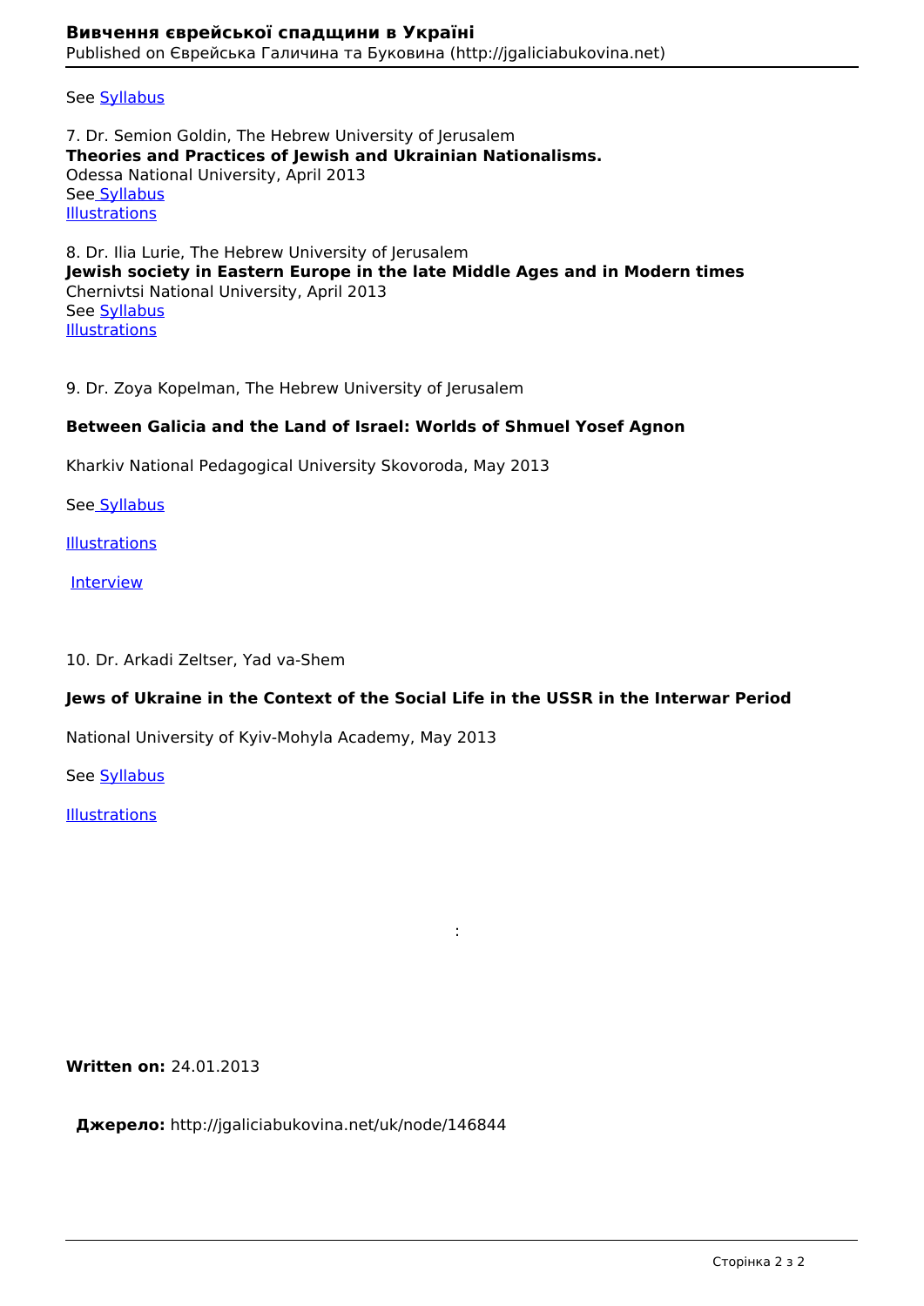See Syllabus

7. Dr. Semion Goldin, The Hebrew University of Jerusalem
**Theories and Practices of Jewish and Ukrainian Nationalisms.**
Odessa National University, April 2013
See Syllabus
Illustrations

8. Dr. Ilia Lurie, The Hebrew University of Jerusalem
**Jewish society in Eastern Europe in the late Middle Ages and in Modern times**
Chernivtsi National University, April 2013
See Syllabus
Illustrations

9. Dr. Zoya Kopelman, The Hebrew University of Jerusalem

**Between Galicia and the Land of Israel: Worlds of Shmuel Yosef Agnon**

Kharkiv National Pedagogical University Skovoroda, May 2013

See Syllabus

Illustrations

Interview

10. Dr. Arkadi Zeltser, Yad va-Shem

**Jews of Ukraine in the Context of the Social Life in the USSR in the Interwar Period**

National University of Kyiv-Mohyla Academy, May 2013

See Syllabus

Illustrations

:

**Written on:** 24.01.2013

**Джерело:** http://jgaliciabukovina.net/uk/node/146844